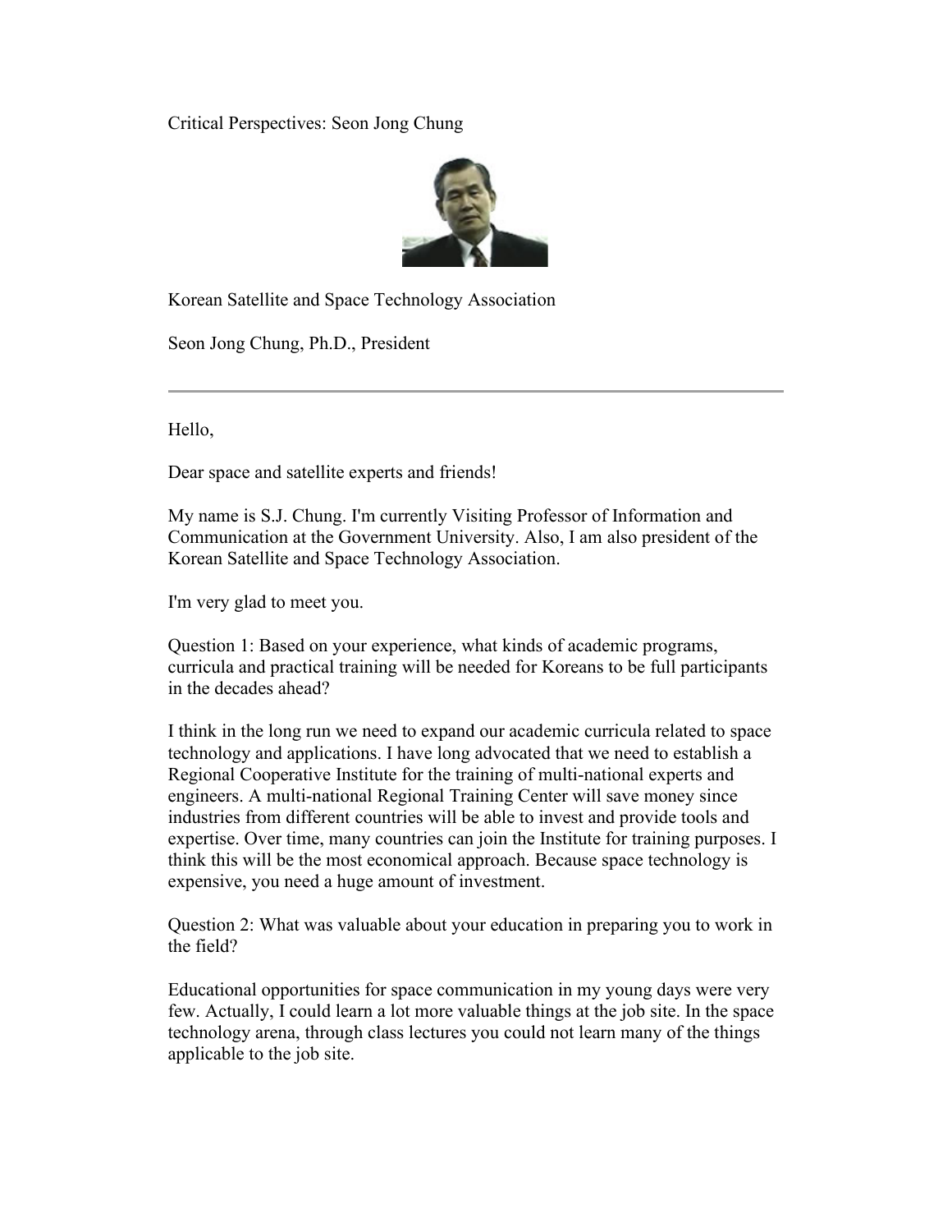Critical Perspectives: Seon Jong Chung

Korean Satellite and Space Technology Association

Seon Jong Chung, Ph.D., President

---

Hello,

Dear space and satellite experts and friends!

My name is S.J. Chung. I'm currently Visiting Professor of Information and Communication at the Government University. Also, I am also president of the Korean Satellite and Space Technology Association.

I'm very glad to meet you.

Question 1: Based on your experience, what kinds of academic programs, curricula and practical training will be needed for Koreans to be full participants in the decades ahead?

I think in the long run we need to expand our academic curricula related to space technology and applications. I have long advocated that we need to establish a Regional Cooperative Institute for the training of multi-national experts and engineers. A multi-national Regional Training Center will save money since industries from different countries will be able to invest and provide tools and expertise. Over time, many countries can join the Institute for training purposes. I think this will be the most economical approach. Because space technology is expensive, you need a huge amount of investment.

Question 2: What was valuable about your education in preparing you to work in the field?

Educational opportunities for space communication in my young days were very few. Actually, I could learn a lot more valuable things at the job site. In the space technology arena, through class lectures you could not learn many of the things applicable to the job site.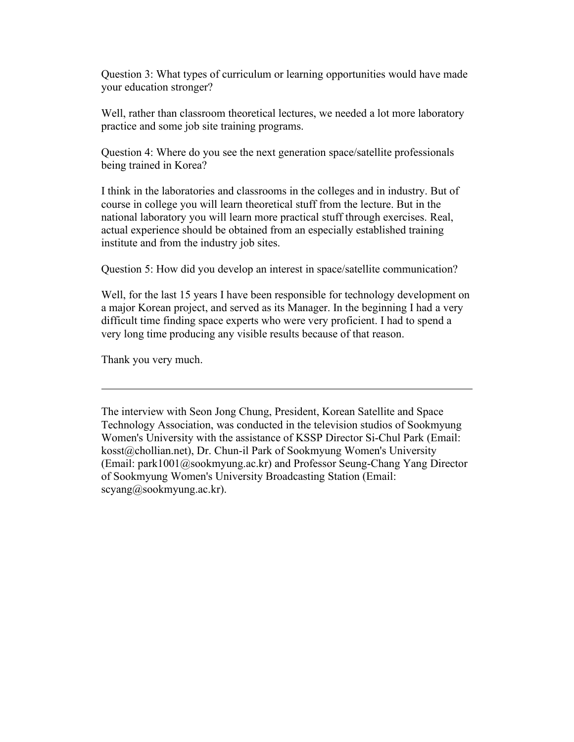Question 3: What types of curriculum or learning opportunities would have made your education stronger?

Well, rather than classroom theoretical lectures, we needed a lot more laboratory practice and some job site training programs.

Question 4: Where do you see the next generation space/satellite professionals being trained in Korea?

I think in the laboratories and classrooms in the colleges and in industry. But of course in college you will learn theoretical stuff from the lecture. But in the national laboratory you will learn more practical stuff through exercises. Real, actual experience should be obtained from an especially established training institute and from the industry job sites.

Question 5: How did you develop an interest in space/satellite communication?

Well, for the last 15 years I have been responsible for technology development on a major Korean project, and served as its Manager. In the beginning I had a very difficult time finding space experts who were very proficient. I had to spend a very long time producing any visible results because of that reason.

Thank you very much.

---

The interview with Seon Jong Chung, President, Korean Satellite and Space Technology Association, was conducted in the television studios of Sookmyung Women's University with the assistance of KSSP Director Si-Chul Park (Email: kosst@chollian.net), Dr. Chun-il Park of Sookmyung Women's University (Email: park1001@sookmyung.ac.kr) and Professor Seung-Chang Yang Director of Sookmyung Women's University Broadcasting Station (Email: scyang@sookmyung.ac.kr).